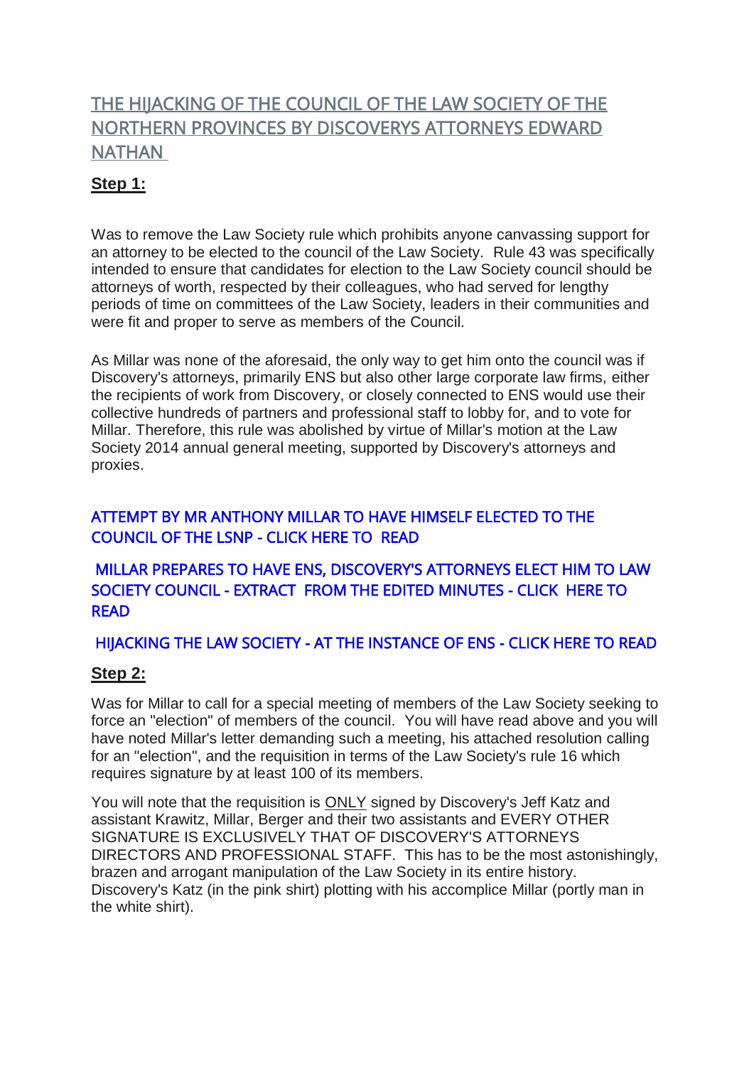# THE HIJACKING OF THE COUNCIL OF THE LAW SOCIETY OF THE NORTHERN PROVINCES BY DISCOVERYS ATTORNEYS EDWARD NATHAN

## Step 1:

Was to remove the Law Society rule which prohibits anyone canvassing support for an attorney to be elected to the council of the Law Society. Rule 43 was specifically intended to ensure that candidates for election to the Law Society council should be attorneys of worth, respected by their colleagues, who had served for lengthy periods of time on committees of the Law Society, leaders in their communities and were fit and proper to serve as members of the Council.

As Millar was none of the aforesaid, the only way to get him onto the council was if Discovery's attorneys, primarily ENS but also other large corporate law firms, either the recipients of work from Discovery, or closely connected to ENS would use their collective hundreds of partners and professional staff to lobby for, and to vote for Millar. Therefore, this rule was abolished by virtue of Millar's motion at the Law Society 2014 annual general meeting, supported by Discovery's attorneys and proxies.

ATTEMPT BY MR ANTHONY MILLAR TO HAVE HIMSELF ELECTED TO THE COUNCIL OF THE LSNP - CLICK HERE TO READ

MILLAR PREPARES TO HAVE ENS, DISCOVERY'S ATTORNEYS ELECT HIM TO LAW SOCIETY COUNCIL - EXTRACT FROM THE EDITED MINUTES - CLICK HERE TO READ

HIJACKING THE LAW SOCIETY - AT THE INSTANCE OF ENS - CLICK HERE TO READ

## Step 2:

Was for Millar to call for a special meeting of members of the Law Society seeking to force an "election" of members of the council. You will have read above and you will have noted Millar's letter demanding such a meeting, his attached resolution calling for an "election", and the requisition in terms of the Law Society's rule 16 which requires signature by at least 100 of its members.

You will note that the requisition is ONLY signed by Discovery's Jeff Katz and assistant Krawitz, Millar, Berger and their two assistants and EVERY OTHER SIGNATURE IS EXCLUSIVELY THAT OF DISCOVERY'S ATTORNEYS DIRECTORS AND PROFESSIONAL STAFF. This has to be the most astonishingly, brazen and arrogant manipulation of the Law Society in its entire history. Discovery's Katz (in the pink shirt) plotting with his accomplice Millar (portly man in the white shirt).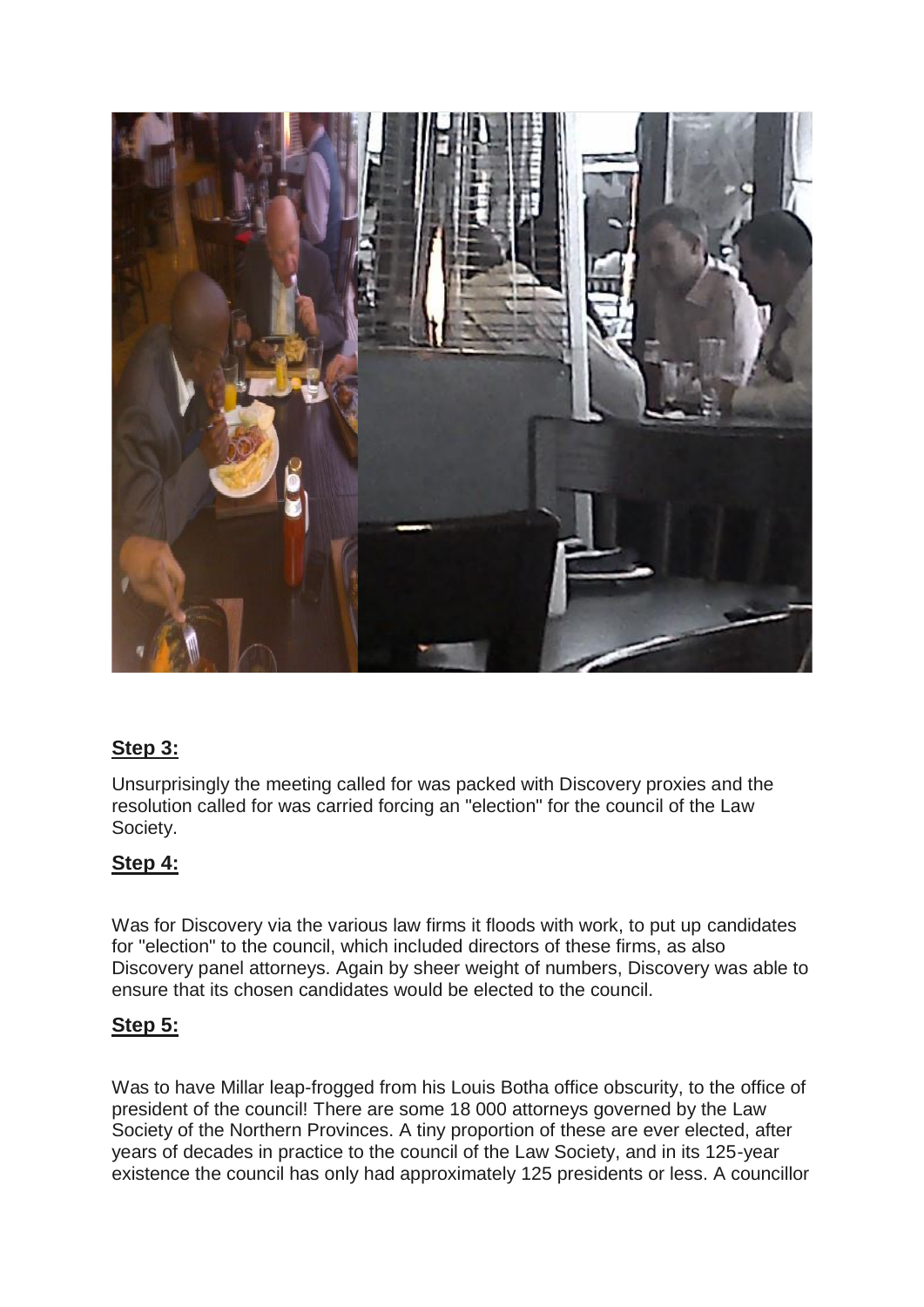## Step 3:

Unsurprisingly the meeting called for was packed with Discovery proxies and the resolution called for was carried forcing an "election" for the council of the Law Society.

## Step 4:

Was for Discovery via the various law firms it floods with work, to put up candidates for "election" to the council, which included directors of these firms, as also Discovery panel attorneys. Again by sheer weight of numbers, Discovery was able to ensure that its chosen candidates would be elected to the council.

## Step 5:

Was to have Millar leap-frogged from his Louis Botha office obscurity, to the office of president of the council! There are some 18 000 attorneys governed by the Law Society of the Northern Provinces. A tiny proportion of these are ever elected, after years of decades in practice to the council of the Law Society, and in its 125-year existence the council has only had approximately 125 presidents or less. A councillor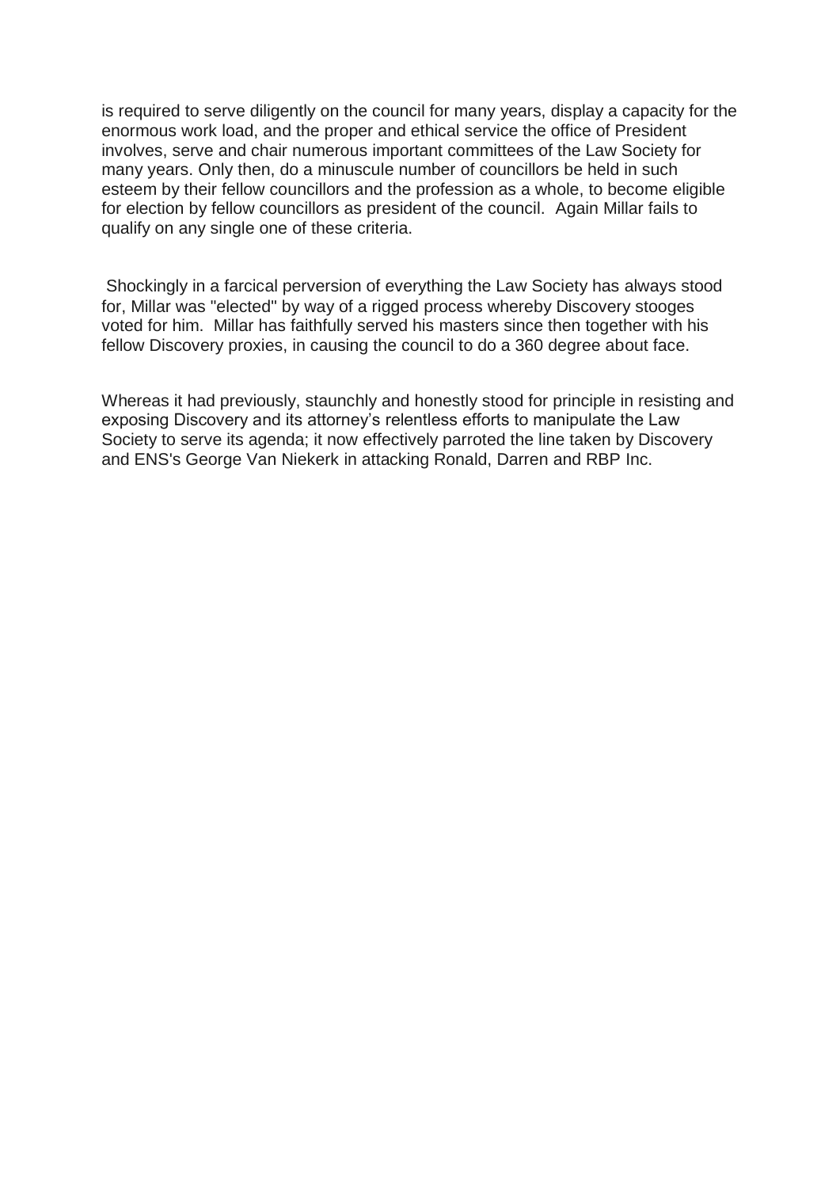is required to serve diligently on the council for many years, display a capacity for the enormous work load, and the proper and ethical service the office of President involves, serve and chair numerous important committees of the Law Society for many years. Only then, do a minuscule number of councillors be held in such esteem by their fellow councillors and the profession as a whole, to become eligible for election by fellow councillors as president of the council. Again Millar fails to qualify on any single one of these criteria.

Shockingly in a farcical perversion of everything the Law Society has always stood for, Millar was "elected" by way of a rigged process whereby Discovery stooges voted for him. Millar has faithfully served his masters since then together with his fellow Discovery proxies, in causing the council to do a 360 degree about face.

Whereas it had previously, staunchly and honestly stood for principle in resisting and exposing Discovery and its attorney's relentless efforts to manipulate the Law Society to serve its agenda; it now effectively parroted the line taken by Discovery and ENS's George Van Niekerk in attacking Ronald, Darren and RBP Inc.